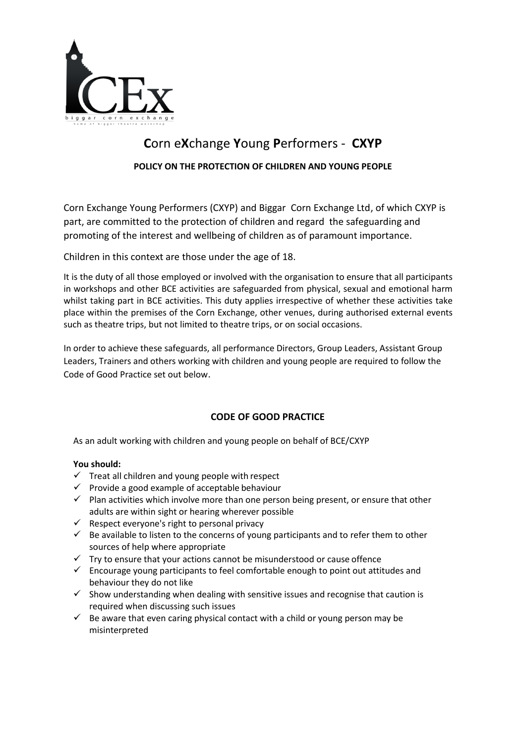# **C**orn e**X**change **Y**oung **P**erformers - **CXYP**

**POLICY ON THE PROTECTION OF CHILDREN AND YOUNG PEOPLE**

Corn Exchange Young Performers (CXYP) and Biggar Corn Exchange Ltd, of which CXYP is part, are committed to the protection of children and regard the safeguarding and promoting of the interest and wellbeing of children as of paramount importance.

Children in this context are those under the age of 18.

It is the duty of all those employed or involved with the organisation to ensure that all participants in workshops and other BCE activities are safeguarded from physical, sexual and emotional harm whilst taking part in BCE activities. This duty applies irrespective of whether these activities take place within the premises of the Corn Exchange, other venues, during authorised external events such as theatre trips, but not limited to theatre trips, or on social occasions.

In order to achieve these safeguards, all performance Directors, Group Leaders, Assistant Group Leaders, Trainers and others working with children and young people are required to follow the Code of Good Practice set out below.

## CODE OF GOOD PRACTICE

As an adult working with children and young people on behalf of BCE/CXYP

**You should:**

- ✓ Treat all children and young people with respect
- ✓ Provide a good example of acceptable behaviour
- ✓ Plan activities which involve more than one person being present, or ensure that other adults are within sight or hearing wherever possible
- ✓ Respect everyone's right to personal privacy
- ✓ Be available to listen to the concerns of young participants and to refer them to other sources of help where appropriate
- ✓ Try to ensure that your actions cannot be misunderstood or cause offence
- ✓ Encourage young participants to feel comfortable enough to point out attitudes and behaviour they do not like
- ✓ Show understanding when dealing with sensitive issues and recognise that caution is required when discussing such issues
- ✓ Be aware that even caring physical contact with a child or young person may be misinterpreted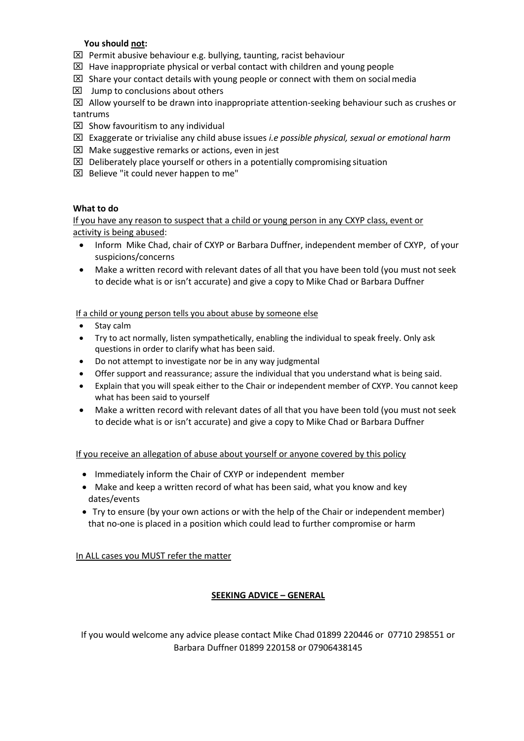**You should not:**

- ☒ Permit abusive behaviour e.g. bullying, taunting, racist behaviour
- ☒ Have inappropriate physical or verbal contact with children and young people
- ☒ Share your contact details with young people or connect with them on social media
- ☒ Jump to conclusions about others
- ☒ Allow yourself to be drawn into inappropriate attention-seeking behaviour such as crushes or tantrums
- ☒ Show favouritism to any individual
- ☒ Exaggerate or trivialise any child abuse issues *i.e possible physical, sexual or emotional harm*
- ☒ Make suggestive remarks or actions, even in jest
- ☒ Deliberately place yourself or others in a potentially compromising situation
- ☒ Believe "it could never happen to me"

**What to do**

If you have any reason to suspect that a child or young person in any CXYP class, event or activity is being abused:

- Inform Mike Chad, chair of CXYP or Barbara Duffner, independent member of CXYP, of your suspicions/concerns
- Make a written record with relevant dates of all that you have been told (you must not seek to decide what is or isn't accurate) and give a copy to Mike Chad or Barbara Duffner

If a child or young person tells you about abuse by someone else

- Stay calm
- Try to act normally, listen sympathetically, enabling the individual to speak freely. Only ask questions in order to clarify what has been said.
- Do not attempt to investigate nor be in any way judgmental
- Offer support and reassurance; assure the individual that you understand what is being said.
- Explain that you will speak either to the Chair or independent member of CXYP. You cannot keep what has been said to yourself
- Make a written record with relevant dates of all that you have been told (you must not seek to decide what is or isn't accurate) and give a copy to Mike Chad or Barbara Duffner

If you receive an allegation of abuse about yourself or anyone covered by this policy

- Immediately inform the Chair of CXYP or independent member
- Make and keep a written record of what has been said, what you know and key dates/events
- Try to ensure (by your own actions or with the help of the Chair or independent member) that no-one is placed in a position which could lead to further compromise or harm

In ALL cases you MUST refer the matter

## SEEKING ADVICE – GENERAL

If you would welcome any advice please contact Mike Chad 01899 220446 or 07710 298551 or Barbara Duffner 01899 220158 or 07906438145